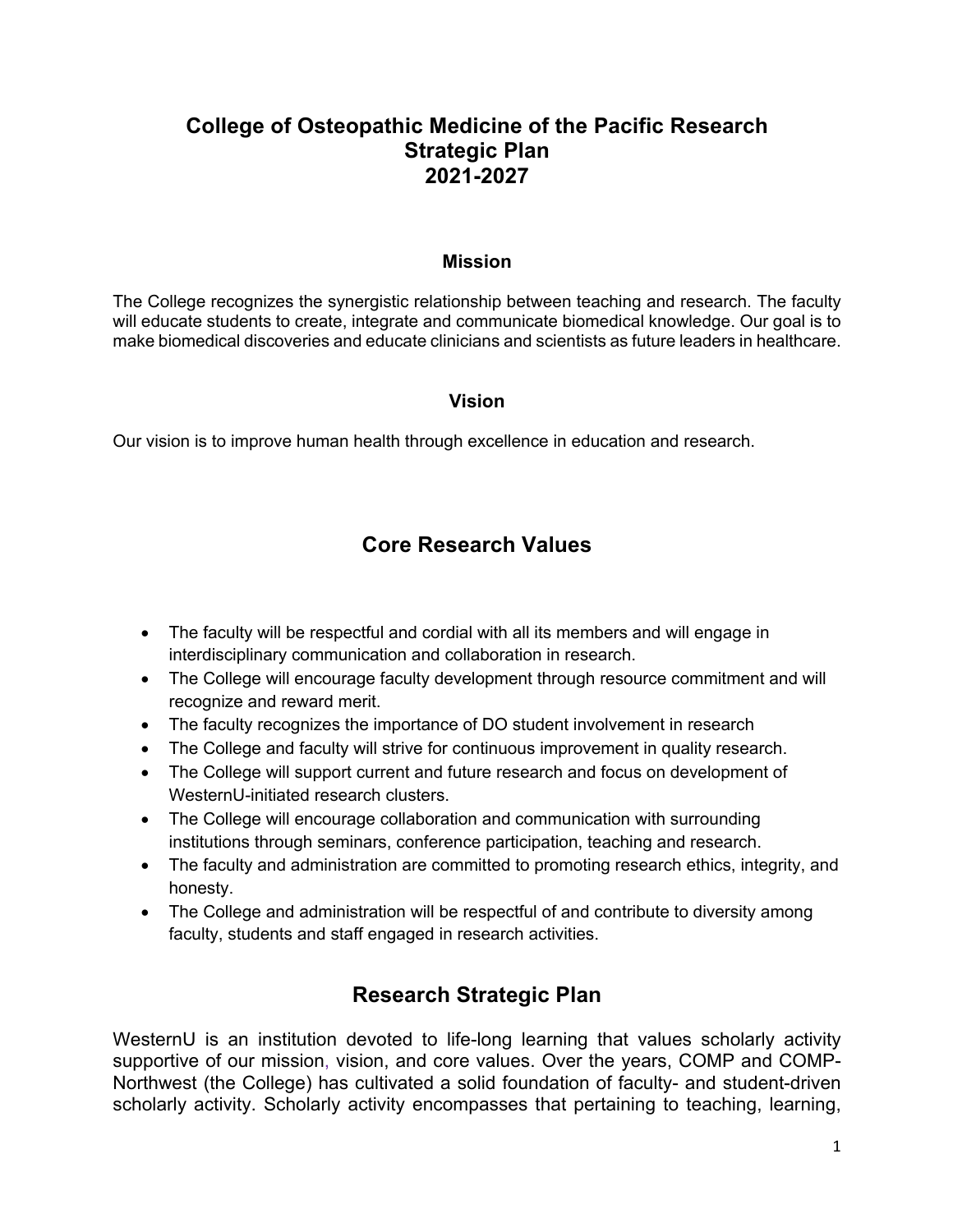# College of Osteopathic Medicine of the Pacific Research Strategic Plan 2021-2027

### Mission

The College recognizes the synergistic relationship between teaching and research. The faculty will educate students to create, integrate and communicate biomedical knowledge. Our goal is to make biomedical discoveries and educate clinicians and scientists as future leaders in healthcare.

### Vision

Our vision is to improve human health through excellence in education and research.

## Core Research Values

- The faculty will be respectful and cordial with all its members and will engage in interdisciplinary communication and collaboration in research.
- The College will encourage faculty development through resource commitment and will recognize and reward merit.
- The faculty recognizes the importance of DO student involvement in research
- The College and faculty will strive for continuous improvement in quality research.
- The College will support current and future research and focus on development of WesternU-initiated research clusters.
- The College will encourage collaboration and communication with surrounding institutions through seminars, conference participation, teaching and research.
- The faculty and administration are committed to promoting research ethics, integrity, and honesty.
- The College and administration will be respectful of and contribute to diversity among faculty, students and staff engaged in research activities.

## Research Strategic Plan

WesternU is an institution devoted to life-long learning that values scholarly activity supportive of our mission, vision, and core values. Over the years, COMP and COMP-Northwest (the College) has cultivated a solid foundation of faculty- and student-driven scholarly activity. Scholarly activity encompasses that pertaining to teaching, learning,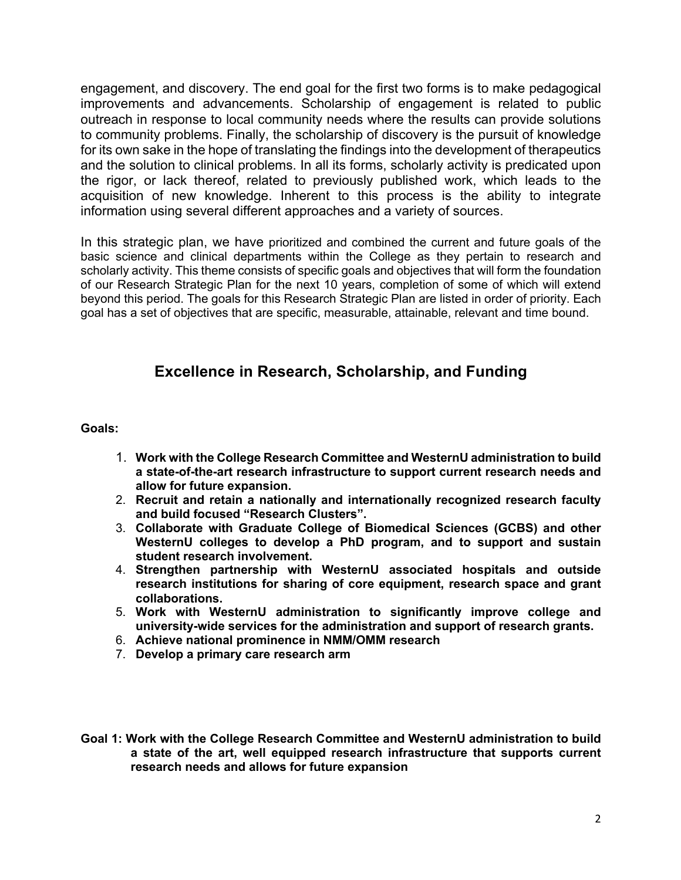engagement, and discovery. The end goal for the first two forms is to make pedagogical improvements and advancements. Scholarship of engagement is related to public outreach in response to local community needs where the results can provide solutions to community problems. Finally, the scholarship of discovery is the pursuit of knowledge for its own sake in the hope of translating the findings into the development of therapeutics and the solution to clinical problems. In all its forms, scholarly activity is predicated upon the rigor, or lack thereof, related to previously published work, which leads to the acquisition of new knowledge. Inherent to this process is the ability to integrate information using several different approaches and a variety of sources.

In this strategic plan, we have prioritized and combined the current and future goals of the basic science and clinical departments within the College as they pertain to research and scholarly activity. This theme consists of specific goals and objectives that will form the foundation of our Research Strategic Plan for the next 10 years, completion of some of which will extend beyond this period. The goals for this Research Strategic Plan are listed in order of priority. Each goal has a set of objectives that are specific, measurable, attainable, relevant and time bound.

## Excellence in Research, Scholarship, and Funding

**Goals:**

1. **Work with the College Research Committee and WesternU administration to build a state-of-the-art research infrastructure to support current research needs and allow for future expansion.**
2. **Recruit and retain a nationally and internationally recognized research faculty and build focused "Research Clusters".**
3. **Collaborate with Graduate College of Biomedical Sciences (GCBS) and other WesternU colleges to develop a PhD program, and to support and sustain student research involvement.**
4. **Strengthen partnership with WesternU associated hospitals and outside research institutions for sharing of core equipment, research space and grant collaborations.**
5. **Work with WesternU administration to significantly improve college and university-wide services for the administration and support of research grants.**
6. **Achieve national prominence in NMM/OMM research**
7. **Develop a primary care research arm**

**Goal 1: Work with the College Research Committee and WesternU administration to build a state of the art, well equipped research infrastructure that supports current research needs and allows for future expansion**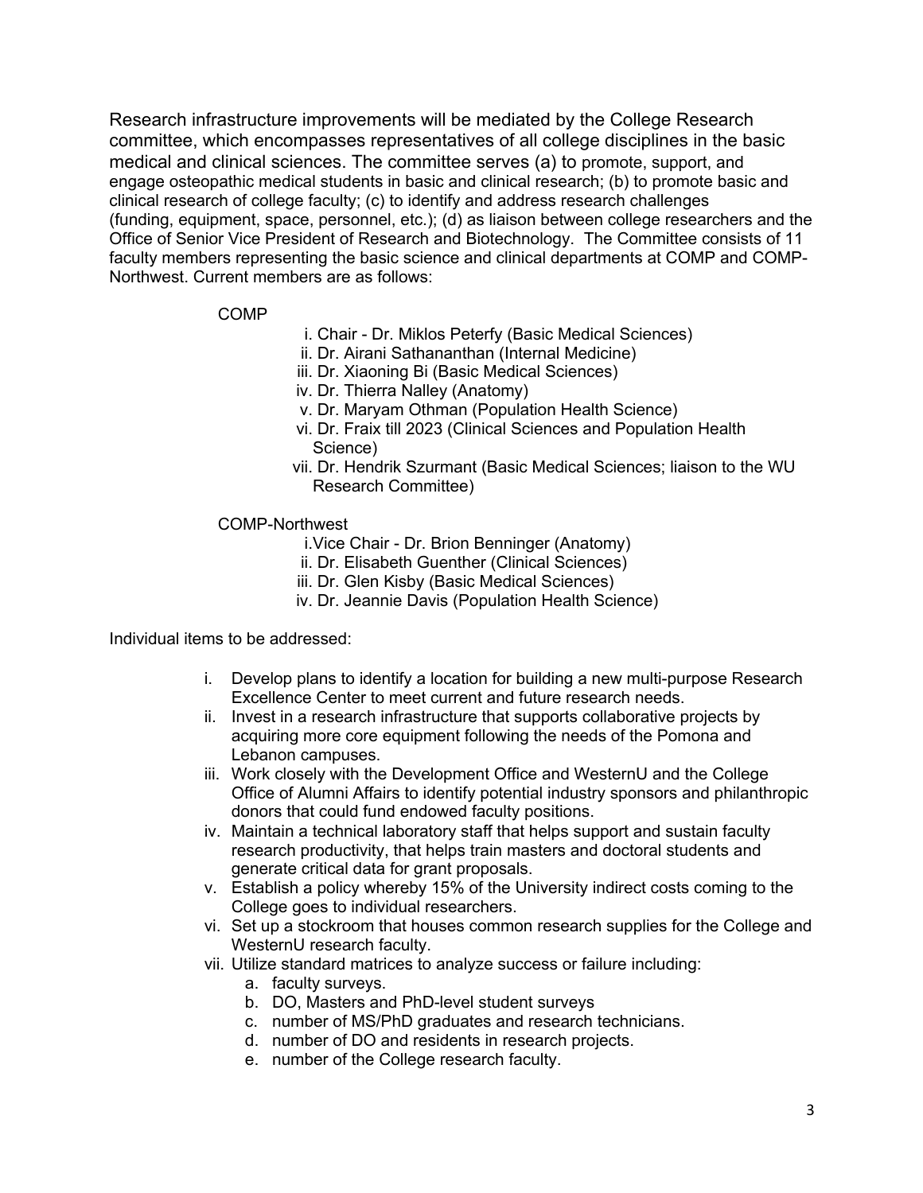Research infrastructure improvements will be mediated by the College Research committee, which encompasses representatives of all college disciplines in the basic medical and clinical sciences. The committee serves (a) to promote, support, and engage osteopathic medical students in basic and clinical research; (b) to promote basic and clinical research of college faculty; (c) to identify and address research challenges (funding, equipment, space, personnel, etc.); (d) as liaison between college researchers and the Office of Senior Vice President of Research and Biotechnology. The Committee consists of 11 faculty members representing the basic science and clinical departments at COMP and COMP-Northwest. Current members are as follows:

COMP

i. Chair - Dr. Miklos Peterfy (Basic Medical Sciences)
ii. Dr. Airani Sathananthan (Internal Medicine)
iii. Dr. Xiaoning Bi (Basic Medical Sciences)
iv. Dr. Thierra Nalley (Anatomy)
v. Dr. Maryam Othman (Population Health Science)
vi. Dr. Fraix till 2023 (Clinical Sciences and Population Health Science)
vii. Dr. Hendrik Szurmant (Basic Medical Sciences; liaison to the WU Research Committee)

COMP-Northwest

i. Vice Chair - Dr. Brion Benninger (Anatomy)
ii. Dr. Elisabeth Guenther (Clinical Sciences)
iii. Dr. Glen Kisby (Basic Medical Sciences)
iv. Dr. Jeannie Davis (Population Health Science)

Individual items to be addressed:

i. Develop plans to identify a location for building a new multi-purpose Research Excellence Center to meet current and future research needs.
ii. Invest in a research infrastructure that supports collaborative projects by acquiring more core equipment following the needs of the Pomona and Lebanon campuses.
iii. Work closely with the Development Office and WesternU and the College Office of Alumni Affairs to identify potential industry sponsors and philanthropic donors that could fund endowed faculty positions.
iv. Maintain a technical laboratory staff that helps support and sustain faculty research productivity, that helps train masters and doctoral students and generate critical data for grant proposals.
v. Establish a policy whereby 15% of the University indirect costs coming to the College goes to individual researchers.
vi. Set up a stockroom that houses common research supplies for the College and WesternU research faculty.
vii. Utilize standard matrices to analyze success or failure including:
    a. faculty surveys.
    b. DO, Masters and PhD-level student surveys
    c. number of MS/PhD graduates and research technicians.
    d. number of DO and residents in research projects.
    e. number of the College research faculty.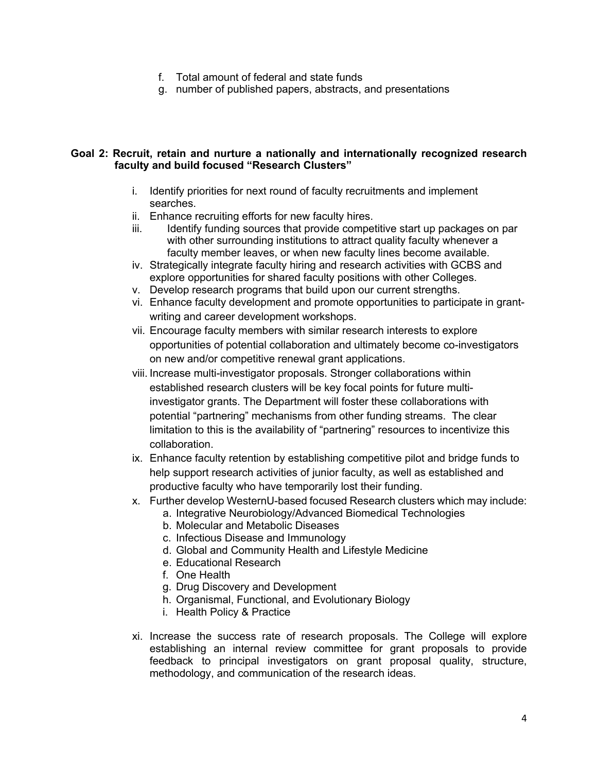f. Total amount of federal and state funds
g. number of published papers, abstracts, and presentations

**Goal 2: Recruit, retain and nurture a nationally and internationally recognized research faculty and build focused "Research Clusters"**

i. Identify priorities for next round of faculty recruitments and implement searches.
ii. Enhance recruiting efforts for new faculty hires.
iii. Identify funding sources that provide competitive start up packages on par with other surrounding institutions to attract quality faculty whenever a faculty member leaves, or when new faculty lines become available.
iv. Strategically integrate faculty hiring and research activities with GCBS and explore opportunities for shared faculty positions with other Colleges.
v. Develop research programs that build upon our current strengths.
vi. Enhance faculty development and promote opportunities to participate in grant-writing and career development workshops.
vii. Encourage faculty members with similar research interests to explore opportunities of potential collaboration and ultimately become co-investigators on new and/or competitive renewal grant applications.
viii. Increase multi-investigator proposals. Stronger collaborations within established research clusters will be key focal points for future multi-investigator grants. The Department will foster these collaborations with potential "partnering" mechanisms from other funding streams. The clear limitation to this is the availability of "partnering" resources to incentivize this collaboration.
ix. Enhance faculty retention by establishing competitive pilot and bridge funds to help support research activities of junior faculty, as well as established and productive faculty who have temporarily lost their funding.
x. Further develop WesternU-based focused Research clusters which may include:
    a. Integrative Neurobiology/Advanced Biomedical Technologies
    b. Molecular and Metabolic Diseases
    c. Infectious Disease and Immunology
    d. Global and Community Health and Lifestyle Medicine
    e. Educational Research
    f. One Health
    g. Drug Discovery and Development
    h. Organismal, Functional, and Evolutionary Biology
    i. Health Policy & Practice
xi. Increase the success rate of research proposals. The College will explore establishing an internal review committee for grant proposals to provide feedback to principal investigators on grant proposal quality, structure, methodology, and communication of the research ideas.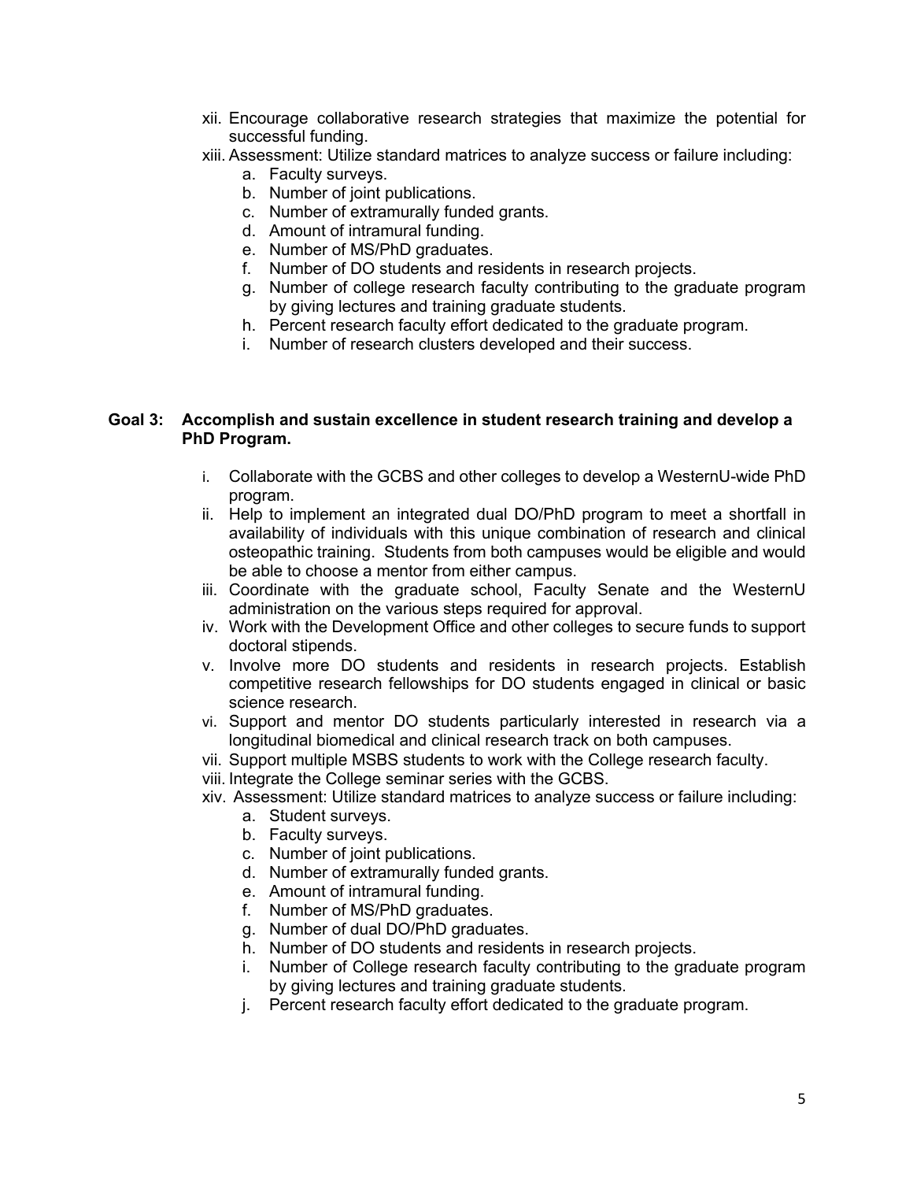xii. Encourage collaborative research strategies that maximize the potential for successful funding.

xiii. Assessment: Utilize standard matrices to analyze success or failure including:

   a. Faculty surveys.
   b. Number of joint publications.
   c. Number of extramurally funded grants.
   d. Amount of intramural funding.
   e. Number of MS/PhD graduates.
   f. Number of DO students and residents in research projects.
   g. Number of college research faculty contributing to the graduate program by giving lectures and training graduate students.
   h. Percent research faculty effort dedicated to the graduate program.
   i. Number of research clusters developed and their success.

**Goal 3: Accomplish and sustain excellence in student research training and develop a PhD Program.**

i. Collaborate with the GCBS and other colleges to develop a WesternU-wide PhD program.

ii. Help to implement an integrated dual DO/PhD program to meet a shortfall in availability of individuals with this unique combination of research and clinical osteopathic training. Students from both campuses would be eligible and would be able to choose a mentor from either campus.

iii. Coordinate with the graduate school, Faculty Senate and the WesternU administration on the various steps required for approval.

iv. Work with the Development Office and other colleges to secure funds to support doctoral stipends.

v. Involve more DO students and residents in research projects. Establish competitive research fellowships for DO students engaged in clinical or basic science research.

vi. Support and mentor DO students particularly interested in research via a longitudinal biomedical and clinical research track on both campuses.

vii. Support multiple MSBS students to work with the College research faculty.

viii. Integrate the College seminar series with the GCBS.

xiv. Assessment: Utilize standard matrices to analyze success or failure including:

   a. Student surveys.
   b. Faculty surveys.
   c. Number of joint publications.
   d. Number of extramurally funded grants.
   e. Amount of intramural funding.
   f. Number of MS/PhD graduates.
   g. Number of dual DO/PhD graduates.
   h. Number of DO students and residents in research projects.
   i. Number of College research faculty contributing to the graduate program by giving lectures and training graduate students.
   j. Percent research faculty effort dedicated to the graduate program.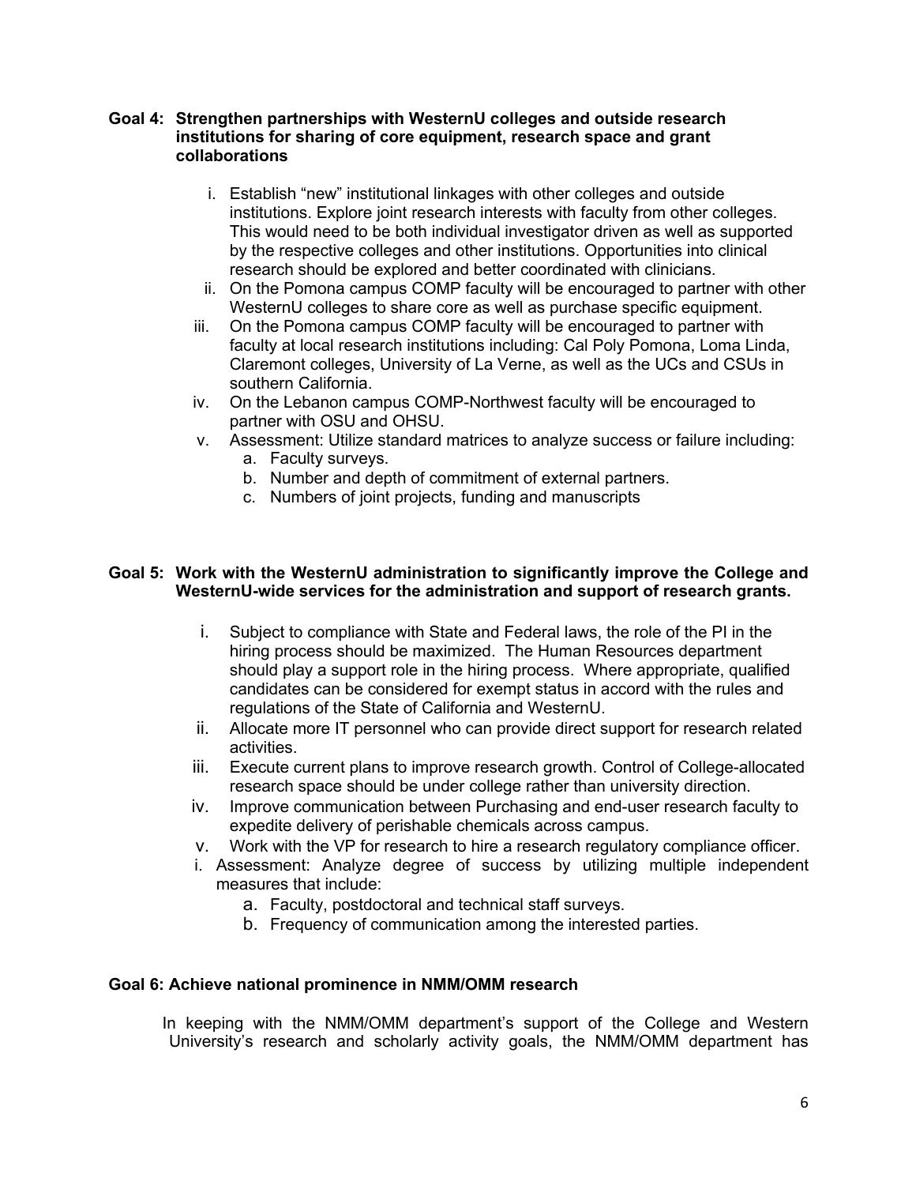**Goal 4: Strengthen partnerships with WesternU colleges and outside research institutions for sharing of core equipment, research space and grant collaborations**

i. Establish "new" institutional linkages with other colleges and outside institutions. Explore joint research interests with faculty from other colleges. This would need to be both individual investigator driven as well as supported by the respective colleges and other institutions. Opportunities into clinical research should be explored and better coordinated with clinicians.
ii. On the Pomona campus COMP faculty will be encouraged to partner with other WesternU colleges to share core as well as purchase specific equipment.
iii. On the Pomona campus COMP faculty will be encouraged to partner with faculty at local research institutions including: Cal Poly Pomona, Loma Linda, Claremont colleges, University of La Verne, as well as the UCs and CSUs in southern California.
iv. On the Lebanon campus COMP-Northwest faculty will be encouraged to partner with OSU and OHSU.
v. Assessment: Utilize standard matrices to analyze success or failure including:
    a. Faculty surveys.
    b. Number and depth of commitment of external partners.
    c. Numbers of joint projects, funding and manuscripts

**Goal 5: Work with the WesternU administration to significantly improve the College and WesternU-wide services for the administration and support of research grants.**

i. Subject to compliance with State and Federal laws, the role of the PI in the hiring process should be maximized. The Human Resources department should play a support role in the hiring process. Where appropriate, qualified candidates can be considered for exempt status in accord with the rules and regulations of the State of California and WesternU.
ii. Allocate more IT personnel who can provide direct support for research related activities.
iii. Execute current plans to improve research growth. Control of College-allocated research space should be under college rather than university direction.
iv. Improve communication between Purchasing and end-user research faculty to expedite delivery of perishable chemicals across campus.
v. Work with the VP for research to hire a research regulatory compliance officer.
i. Assessment: Analyze degree of success by utilizing multiple independent measures that include:
    a. Faculty, postdoctoral and technical staff surveys.
    b. Frequency of communication among the interested parties.

**Goal 6: Achieve national prominence in NMM/OMM research**

In keeping with the NMM/OMM department's support of the College and Western University's research and scholarly activity goals, the NMM/OMM department has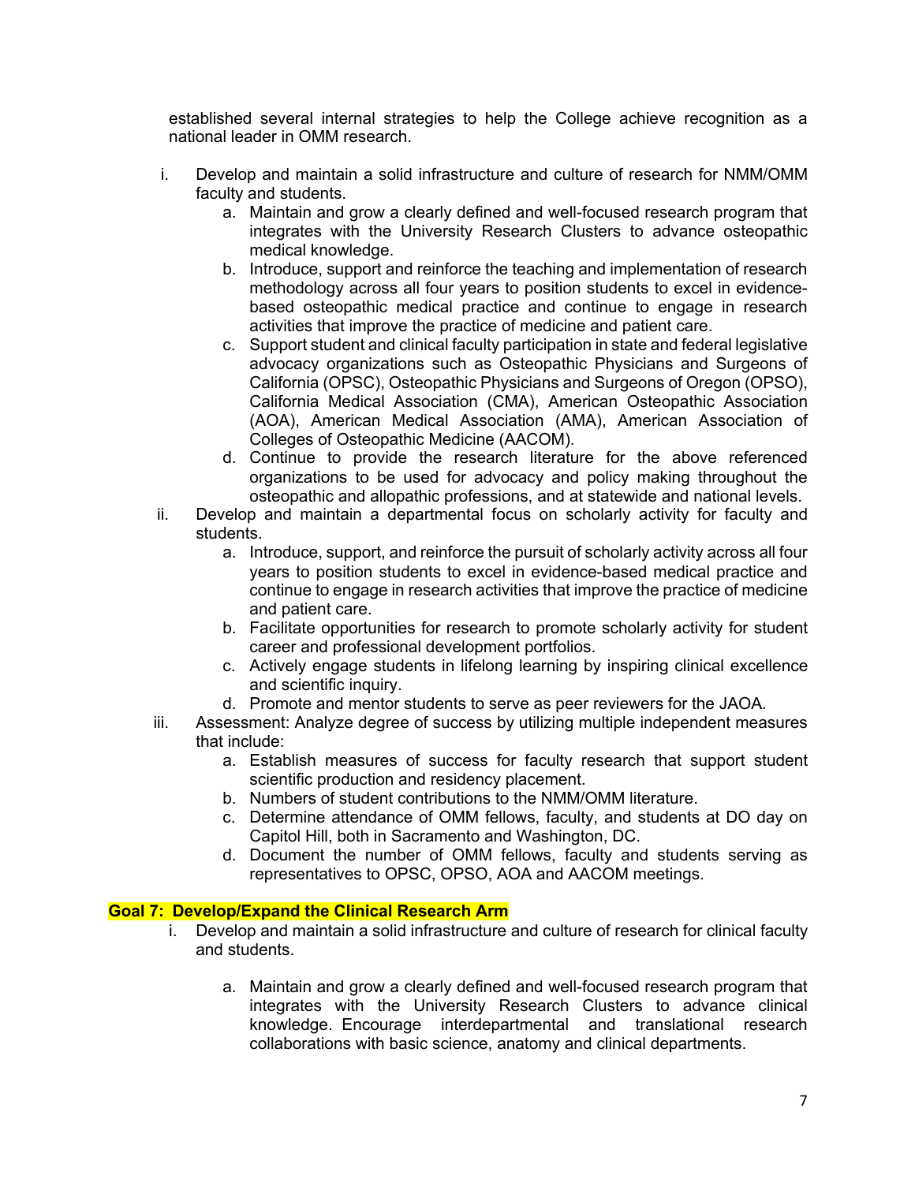established several internal strategies to help the College achieve recognition as a national leader in OMM research.

i. Develop and maintain a solid infrastructure and culture of research for NMM/OMM faculty and students.
   a. Maintain and grow a clearly defined and well-focused research program that integrates with the University Research Clusters to advance osteopathic medical knowledge.
   b. Introduce, support and reinforce the teaching and implementation of research methodology across all four years to position students to excel in evidence-based osteopathic medical practice and continue to engage in research activities that improve the practice of medicine and patient care.
   c. Support student and clinical faculty participation in state and federal legislative advocacy organizations such as Osteopathic Physicians and Surgeons of California (OPSC), Osteopathic Physicians and Surgeons of Oregon (OPSO), California Medical Association (CMA), American Osteopathic Association (AOA), American Medical Association (AMA), American Association of Colleges of Osteopathic Medicine (AACOM).
   d. Continue to provide the research literature for the above referenced organizations to be used for advocacy and policy making throughout the osteopathic and allopathic professions, and at statewide and national levels.

ii. Develop and maintain a departmental focus on scholarly activity for faculty and students.
   a. Introduce, support, and reinforce the pursuit of scholarly activity across all four years to position students to excel in evidence-based medical practice and continue to engage in research activities that improve the practice of medicine and patient care.
   b. Facilitate opportunities for research to promote scholarly activity for student career and professional development portfolios.
   c. Actively engage students in lifelong learning by inspiring clinical excellence and scientific inquiry.
   d. Promote and mentor students to serve as peer reviewers for the JAOA.

iii. Assessment: Analyze degree of success by utilizing multiple independent measures that include:
   a. Establish measures of success for faculty research that support student scientific production and residency placement.
   b. Numbers of student contributions to the NMM/OMM literature.
   c. Determine attendance of OMM fellows, faculty, and students at DO day on Capitol Hill, both in Sacramento and Washington, DC.
   d. Document the number of OMM fellows, faculty and students serving as representatives to OPSC, OPSO, AOA and AACOM meetings.

**Goal 7: Develop/Expand the Clinical Research Arm**

i. Develop and maintain a solid infrastructure and culture of research for clinical faculty and students.
   a. Maintain and grow a clearly defined and well-focused research program that integrates with the University Research Clusters to advance clinical knowledge. Encourage interdepartmental and translational research collaborations with basic science, anatomy and clinical departments.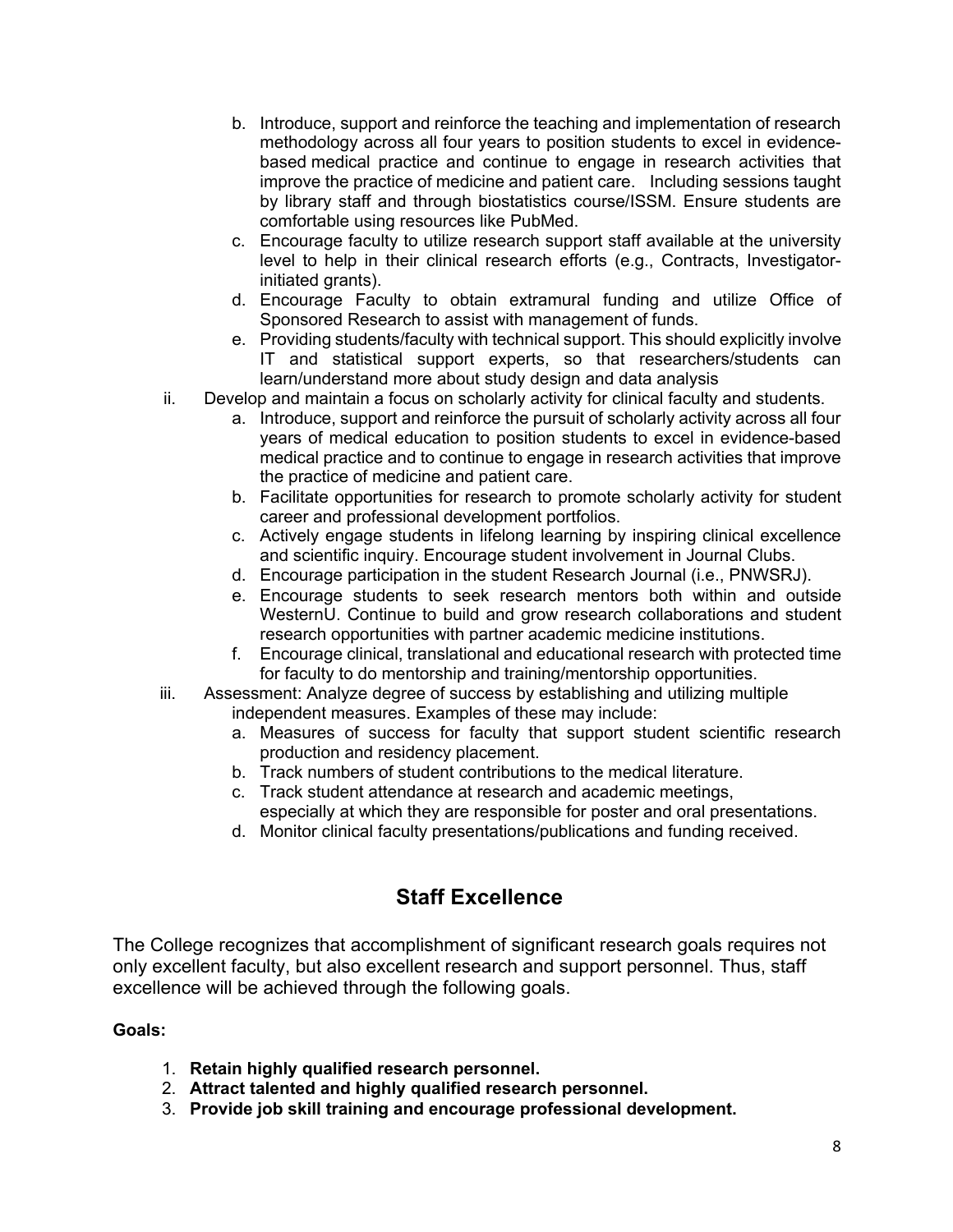b. Introduce, support and reinforce the teaching and implementation of research methodology across all four years to position students to excel in evidence-based medical practice and continue to engage in research activities that improve the practice of medicine and patient care. Including sessions taught by library staff and through biostatistics course/ISSM. Ensure students are comfortable using resources like PubMed.
   c. Encourage faculty to utilize research support staff available at the university level to help in their clinical research efforts (e.g., Contracts, Investigator-initiated grants).
   d. Encourage Faculty to obtain extramural funding and utilize Office of Sponsored Research to assist with management of funds.
   e. Providing students/faculty with technical support. This should explicitly involve IT and statistical support experts, so that researchers/students can learn/understand more about study design and data analysis

ii. Develop and maintain a focus on scholarly activity for clinical faculty and students.
   a. Introduce, support and reinforce the pursuit of scholarly activity across all four years of medical education to position students to excel in evidence-based medical practice and to continue to engage in research activities that improve the practice of medicine and patient care.
   b. Facilitate opportunities for research to promote scholarly activity for student career and professional development portfolios.
   c. Actively engage students in lifelong learning by inspiring clinical excellence and scientific inquiry. Encourage student involvement in Journal Clubs.
   d. Encourage participation in the student Research Journal (i.e., PNWSRJ).
   e. Encourage students to seek research mentors both within and outside WesternU. Continue to build and grow research collaborations and student research opportunities with partner academic medicine institutions.
   f. Encourage clinical, translational and educational research with protected time for faculty to do mentorship and training/mentorship opportunities.

iii. Assessment: Analyze degree of success by establishing and utilizing multiple independent measures. Examples of these may include:
   a. Measures of success for faculty that support student scientific research production and residency placement.
   b. Track numbers of student contributions to the medical literature.
   c. Track student attendance at research and academic meetings, especially at which they are responsible for poster and oral presentations.
   d. Monitor clinical faculty presentations/publications and funding received.

## Staff Excellence

The College recognizes that accomplishment of significant research goals requires not only excellent faculty, but also excellent research and support personnel. Thus, staff excellence will be achieved through the following goals.

**Goals:**

1. **Retain highly qualified research personnel.**
2. **Attract talented and highly qualified research personnel.**
3. **Provide job skill training and encourage professional development.**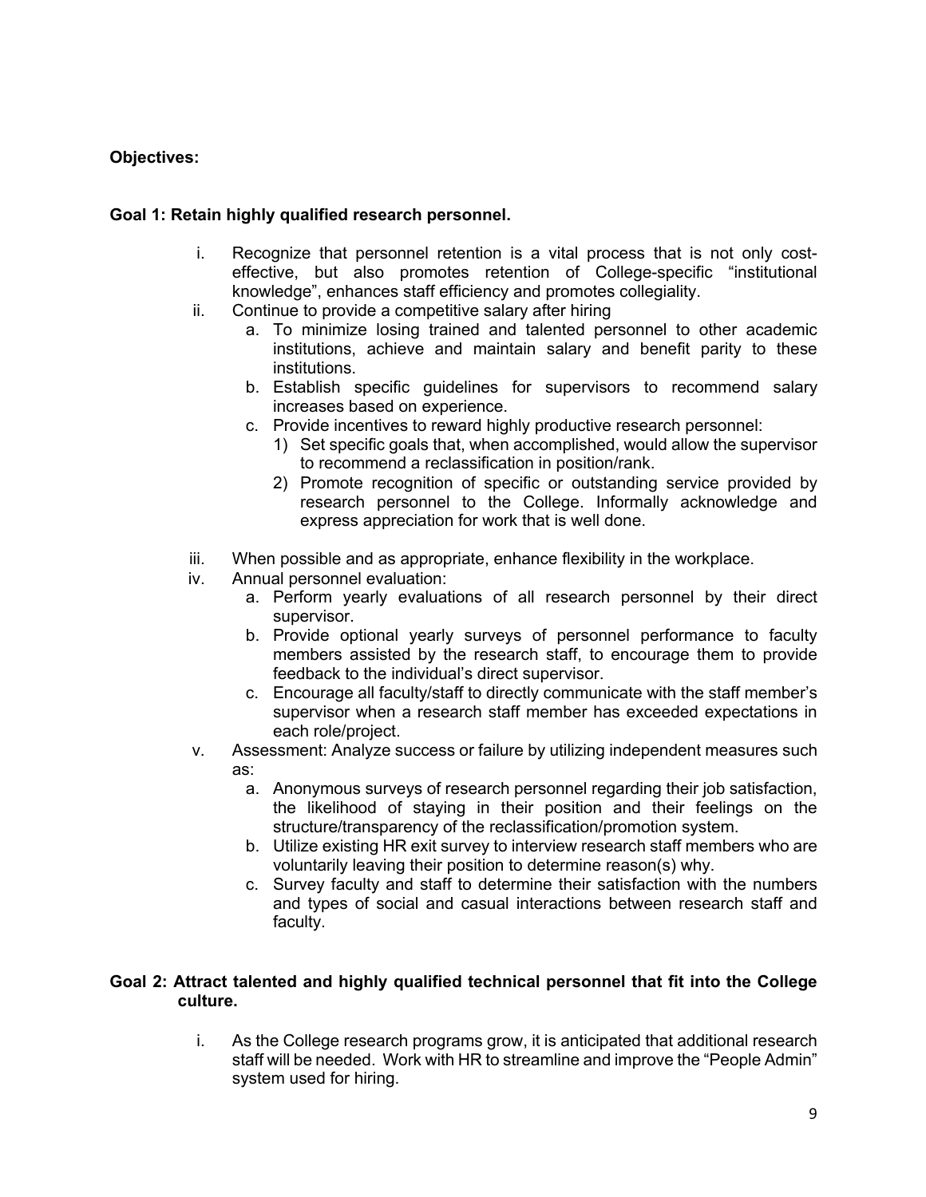**Objectives:**

**Goal 1: Retain highly qualified research personnel.**

i. Recognize that personnel retention is a vital process that is not only cost-effective, but also promotes retention of College-specific "institutional knowledge", enhances staff efficiency and promotes collegiality.

ii. Continue to provide a competitive salary after hiring
   a. To minimize losing trained and talented personnel to other academic institutions, achieve and maintain salary and benefit parity to these institutions.
   b. Establish specific guidelines for supervisors to recommend salary increases based on experience.
   c. Provide incentives to reward highly productive research personnel:
      1) Set specific goals that, when accomplished, would allow the supervisor to recommend a reclassification in position/rank.
      2) Promote recognition of specific or outstanding service provided by research personnel to the College. Informally acknowledge and express appreciation for work that is well done.

iii. When possible and as appropriate, enhance flexibility in the workplace.

iv. Annual personnel evaluation:
   a. Perform yearly evaluations of all research personnel by their direct supervisor.
   b. Provide optional yearly surveys of personnel performance to faculty members assisted by the research staff, to encourage them to provide feedback to the individual's direct supervisor.
   c. Encourage all faculty/staff to directly communicate with the staff member's supervisor when a research staff member has exceeded expectations in each role/project.

v. Assessment: Analyze success or failure by utilizing independent measures such as:
   a. Anonymous surveys of research personnel regarding their job satisfaction, the likelihood of staying in their position and their feelings on the structure/transparency of the reclassification/promotion system.
   b. Utilize existing HR exit survey to interview research staff members who are voluntarily leaving their position to determine reason(s) why.
   c. Survey faculty and staff to determine their satisfaction with the numbers and types of social and casual interactions between research staff and faculty.

**Goal 2: Attract talented and highly qualified technical personnel that fit into the College culture.**

i. As the College research programs grow, it is anticipated that additional research staff will be needed. Work with HR to streamline and improve the "People Admin" system used for hiring.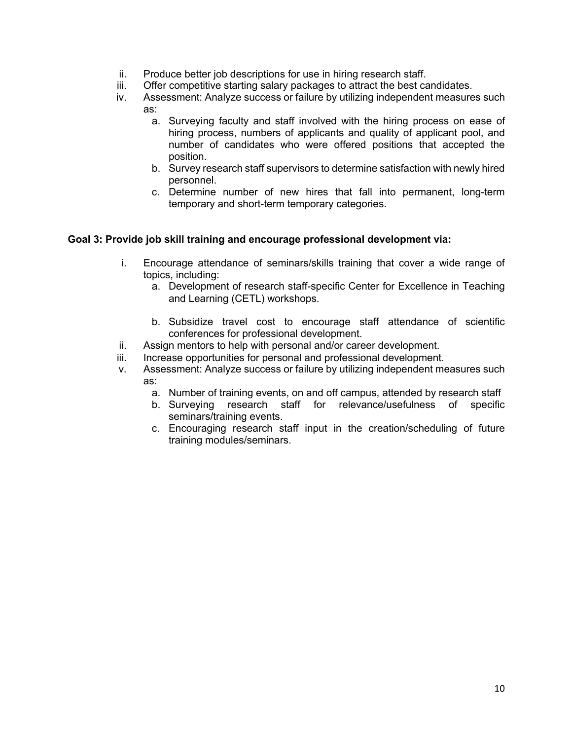ii. Produce better job descriptions for use in hiring research staff.

iii. Offer competitive starting salary packages to attract the best candidates.

iv. Assessment: Analyze success or failure by utilizing independent measures such as:

   a. Surveying faculty and staff involved with the hiring process on ease of hiring process, numbers of applicants and quality of applicant pool, and number of candidates who were offered positions that accepted the position.
   b. Survey research staff supervisors to determine satisfaction with newly hired personnel.
   c. Determine number of new hires that fall into permanent, long-term temporary and short-term temporary categories.

**Goal 3: Provide job skill training and encourage professional development via:**

i. Encourage attendance of seminars/skills training that cover a wide range of topics, including:

   a. Development of research staff-specific Center for Excellence in Teaching and Learning (CETL) workshops.

   b. Subsidize travel cost to encourage staff attendance of scientific conferences for professional development.

ii. Assign mentors to help with personal and/or career development.

iii. Increase opportunities for personal and professional development.

v. Assessment: Analyze success or failure by utilizing independent measures such as:

   a. Number of training events, on and off campus, attended by research staff
   b. Surveying research staff for relevance/usefulness of specific seminars/training events.
   c. Encouraging research staff input in the creation/scheduling of future training modules/seminars.